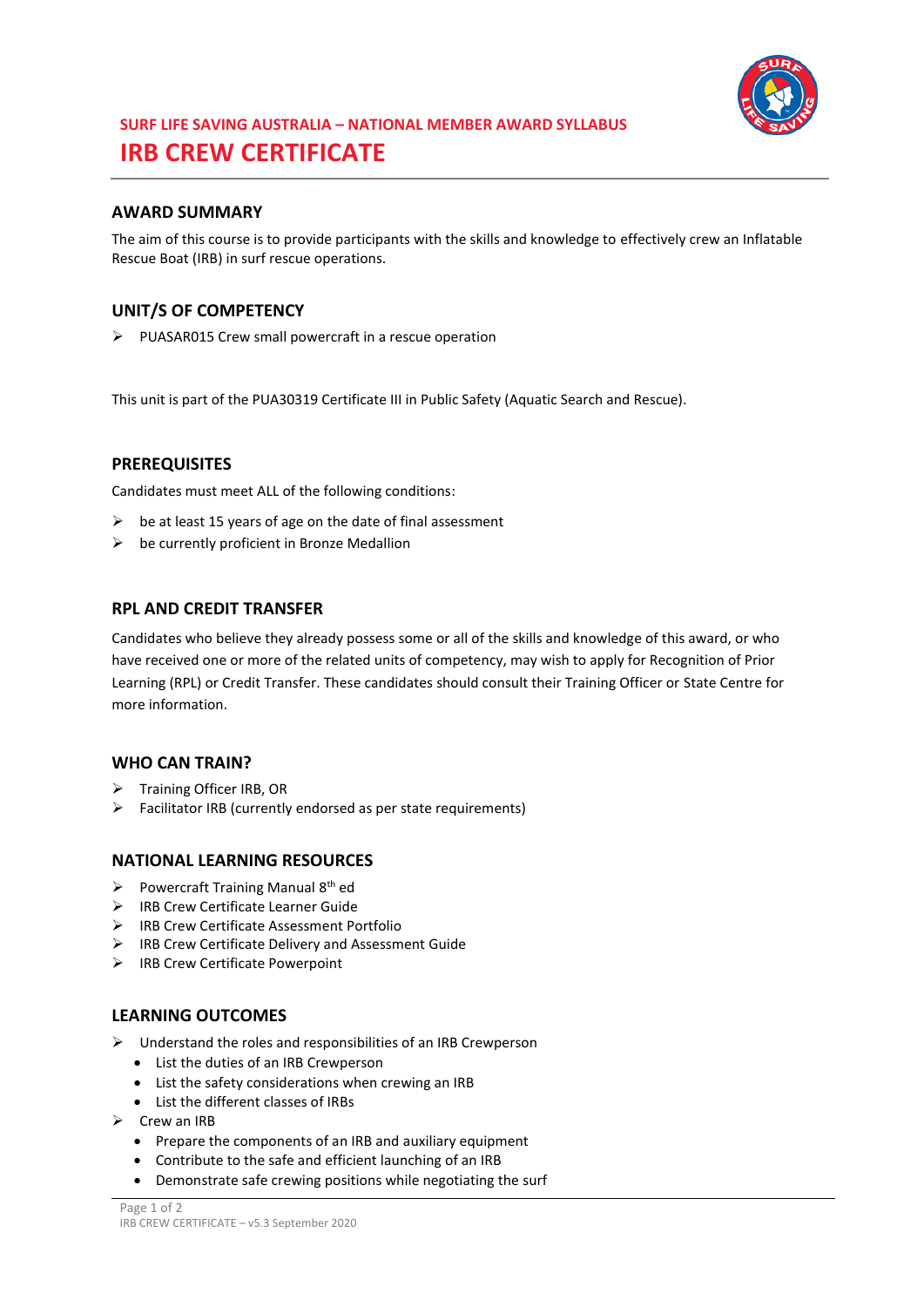**SURF LIFE SAVING AUSTRALIA – NATIONAL MEMBER AWARD SYLLABUS**

# IRB CREW CERTIFICATE

## AWARD SUMMARY

The aim of this course is to provide participants with the skills and knowledge to effectively crew an Inflatable Rescue Boat (IRB) in surf rescue operations.

## UNIT/S OF COMPETENCY

- PUASAR015 Crew small powercraft in a rescue operation

This unit is part of the PUA30319 Certificate III in Public Safety (Aquatic Search and Rescue).

## PREREQUISITES

Candidates must meet ALL of the following conditions:

- be at least 15 years of age on the date of final assessment
- be currently proficient in Bronze Medallion

## RPL AND CREDIT TRANSFER

Candidates who believe they already possess some or all of the skills and knowledge of this award, or who have received one or more of the related units of competency, may wish to apply for Recognition of Prior Learning (RPL) or Credit Transfer. These candidates should consult their Training Officer or State Centre for more information.

## WHO CAN TRAIN?

- Training Officer IRB, OR
- Facilitator IRB (currently endorsed as per state requirements)

## NATIONAL LEARNING RESOURCES

- Powercraft Training Manual 8th ed
- IRB Crew Certificate Learner Guide
- IRB Crew Certificate Assessment Portfolio
- IRB Crew Certificate Delivery and Assessment Guide
- IRB Crew Certificate Powerpoint

## LEARNING OUTCOMES

- Understand the roles and responsibilities of an IRB Crewperson
  - List the duties of an IRB Crewperson
  - List the safety considerations when crewing an IRB
  - List the different classes of IRBs
- Crew an IRB
  - Prepare the components of an IRB and auxiliary equipment
  - Contribute to the safe and efficient launching of an IRB
  - Demonstrate safe crewing positions while negotiating the surf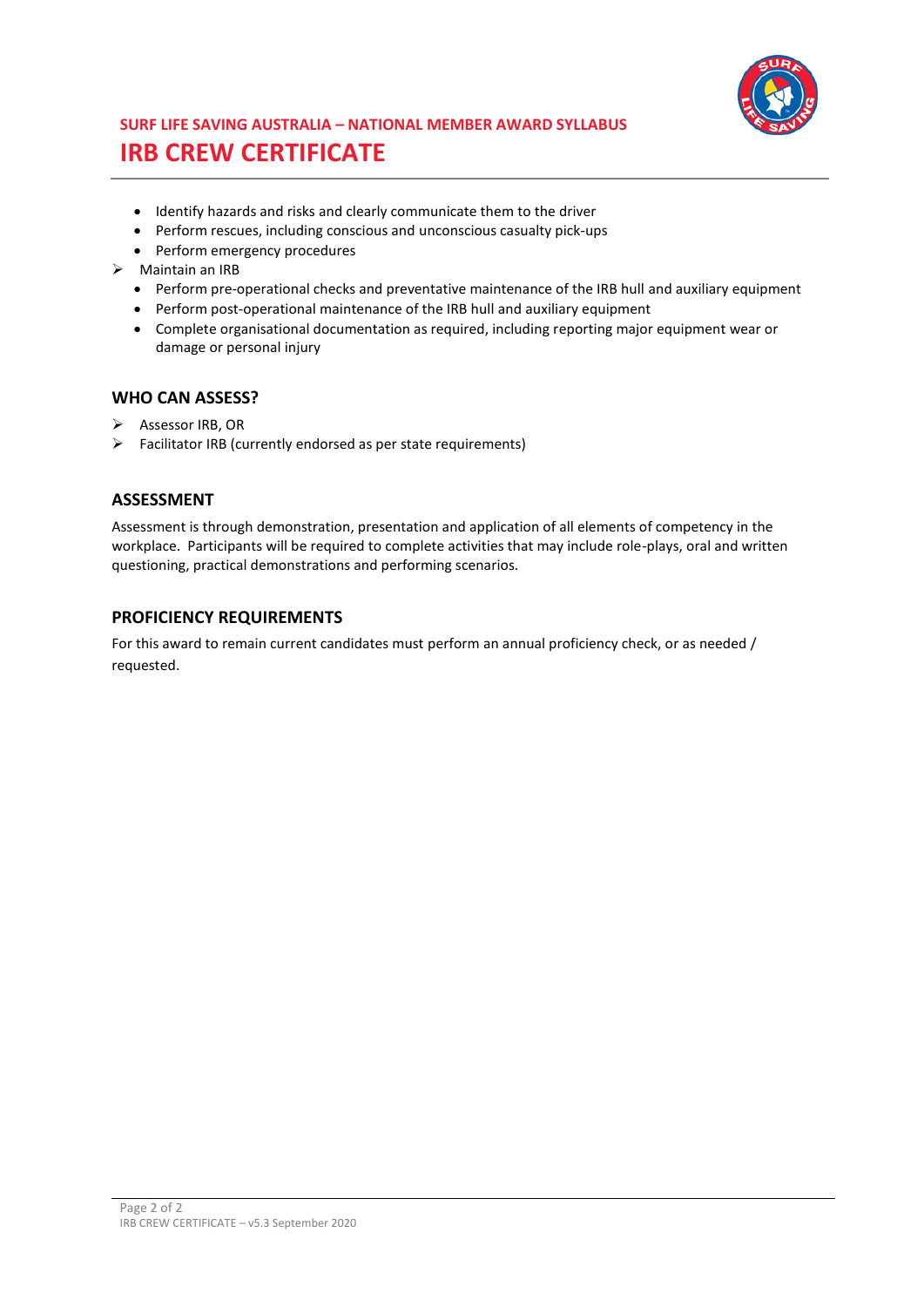- Identify hazards and risks and clearly communicate them to the driver
  - Perform rescues, including conscious and unconscious casualty pick-ups
  - Perform emergency procedures
- Maintain an IRB
  - Perform pre-operational checks and preventative maintenance of the IRB hull and auxiliary equipment
  - Perform post-operational maintenance of the IRB hull and auxiliary equipment
  - Complete organisational documentation as required, including reporting major equipment wear or damage or personal injury

## WHO CAN ASSESS?

- Assessor IRB, OR
- Facilitator IRB (currently endorsed as per state requirements)

## ASSESSMENT

Assessment is through demonstration, presentation and application of all elements of competency in the workplace. Participants will be required to complete activities that may include role-plays, oral and written questioning, practical demonstrations and performing scenarios.

## PROFICIENCY REQUIREMENTS

For this award to remain current candidates must perform an annual proficiency check, or as needed / requested.